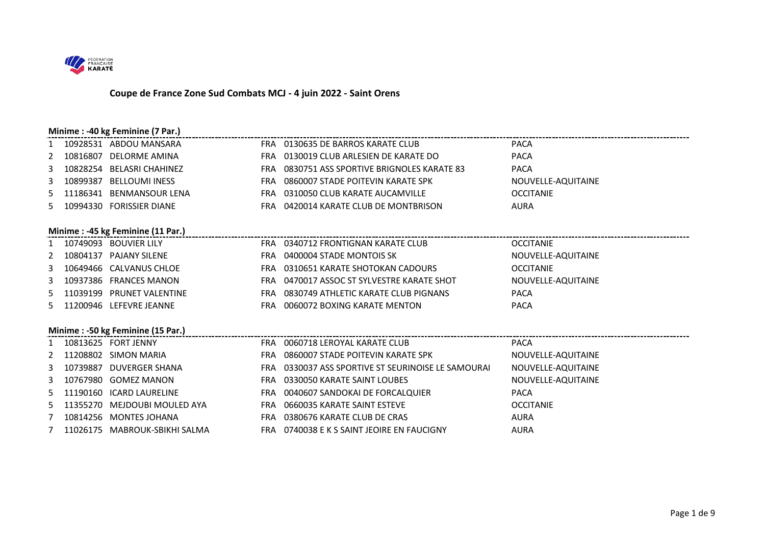# Coupe de France Zone Sud Combats MCJ - 4 juin 2022 - Saint Orens

## Minime : -40 kg Feminine (7 Par.)

| | | | | | |
|---|---|---|---|---|---|
| 1 | 10928531 | ABDOU MANSARA | FRA | 0130635 DE BARROS KARATE CLUB | PACA |
| 2 | 10816807 | DELORME AMINA | FRA | 0130019 CLUB ARLESIEN DE KARATE DO | PACA |
| 3 | 10828254 | BELASRI CHAHINEZ | FRA | 0830751 ASS SPORTIVE BRIGNOLES KARATE 83 | PACA |
| 3 | 10899387 | BELLOUMI INESS | FRA | 0860007 STADE POITEVIN KARATE SPK | NOUVELLE-AQUITAINE |
| 5 | 11186341 | BENMANSOUR LENA | FRA | 0310050 CLUB KARATE AUCAMVILLE | OCCITANIE |
| 5 | 10994330 | FORISSIER DIANE | FRA | 0420014 KARATE CLUB DE MONTBRISON | AURA |

## Minime : -45 kg Feminine (11 Par.)

| | | | | | |
|---|---|---|---|---|---|
| 1 | 10749093 | BOUVIER LILY | FRA | 0340712 FRONTIGNAN KARATE CLUB | OCCITANIE |
| 2 | 10804137 | PAJANY SILENE | FRA | 0400004 STADE MONTOIS SK | NOUVELLE-AQUITAINE |
| 3 | 10649466 | CALVANUS CHLOE | FRA | 0310651 KARATE SHOTOKAN CADOURS | OCCITANIE |
| 3 | 10937386 | FRANCES MANON | FRA | 0470017 ASSOC ST SYLVESTRE KARATE SHOT | NOUVELLE-AQUITAINE |
| 5 | 11039199 | PRUNET VALENTINE | FRA | 0830749 ATHLETIC KARATE CLUB PIGNANS | PACA |
| 5 | 11200946 | LEFEVRE JEANNE | FRA | 0060072 BOXING KARATE MENTON | PACA |

## Minime : -50 kg Feminine (15 Par.)

| | | | | | |
|---|---|---|---|---|---|
| 1 | 10813625 | FORT JENNY | FRA | 0060718 LEROYAL KARATE CLUB | PACA |
| 2 | 11208802 | SIMON MARIA | FRA | 0860007 STADE POITEVIN KARATE SPK | NOUVELLE-AQUITAINE |
| 3 | 10739887 | DUVERGER SHANA | FRA | 0330037 ASS SPORTIVE ST SEURINOISE LE SAMOURAI | NOUVELLE-AQUITAINE |
| 3 | 10767980 | GOMEZ MANON | FRA | 0330050 KARATE SAINT LOUBES | NOUVELLE-AQUITAINE |
| 5 | 11190160 | ICARD LAURELINE | FRA | 0040607 SANDOKAI DE FORCALQUIER | PACA |
| 5 | 11355270 | MEJDOUBI MOULED AYA | FRA | 0660035 KARATE SAINT ESTEVE | OCCITANIE |
| 7 | 10814256 | MONTES JOHANA | FRA | 0380676 KARATE CLUB DE CRAS | AURA |
| 7 | 11026175 | MABROUK-SBIKHI SALMA | FRA | 0740038 E K S SAINT JEOIRE EN FAUCIGNY | AURA |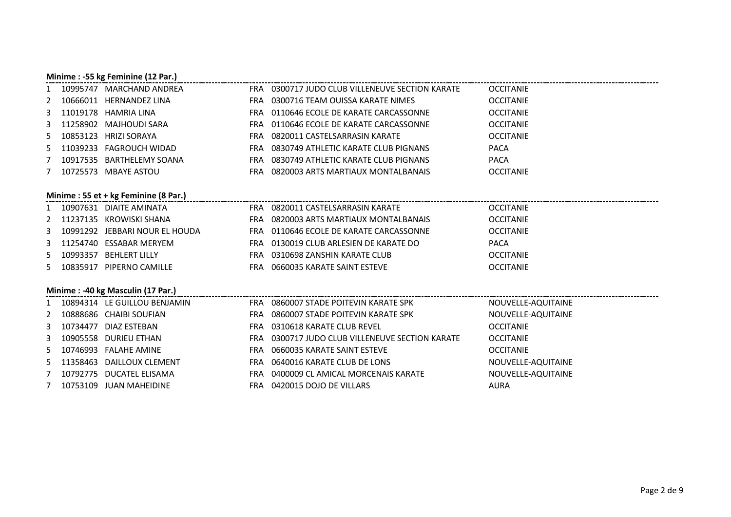### Minime : -55 kg Feminine (12 Par.)

| | | | | | |
|---|---|---|---|---|---|
| 1 | 10995747 | MARCHAND ANDREA | FRA | 0300717 JUDO CLUB VILLENEUVE SECTION KARATE | OCCITANIE |
| 2 | 10666011 | HERNANDEZ LINA | FRA | 0300716 TEAM OUISSA KARATE NIMES | OCCITANIE |
| 3 | 11019178 | HAMRIA LINA | FRA | 0110646 ECOLE DE KARATE CARCASSONNE | OCCITANIE |
| 3 | 11258902 | MAJHOUDI SARA | FRA | 0110646 ECOLE DE KARATE CARCASSONNE | OCCITANIE |
| 5 | 10853123 | HRIZI SORAYA | FRA | 0820011 CASTELSARRASIN KARATE | OCCITANIE |
| 5 | 11039233 | FAGROUCH WIDAD | FRA | 0830749 ATHLETIC KARATE CLUB PIGNANS | PACA |
| 7 | 10917535 | BARTHELEMY SOANA | FRA | 0830749 ATHLETIC KARATE CLUB PIGNANS | PACA |
| 7 | 10725573 | MBAYE ASTOU | FRA | 0820003 ARTS MARTIAUX MONTALBANAIS | OCCITANIE |

### Minime : 55 et + kg Feminine (8 Par.)

| | | | | | |
|---|---|---|---|---|---|
| 1 | 10907631 | DIAITE AMINATA | FRA | 0820011 CASTELSARRASIN KARATE | OCCITANIE |
| 2 | 11237135 | KROWISKI SHANA | FRA | 0820003 ARTS MARTIAUX MONTALBANAIS | OCCITANIE |
| 3 | 10991292 | JEBBARI NOUR EL HOUDA | FRA | 0110646 ECOLE DE KARATE CARCASSONNE | OCCITANIE |
| 3 | 11254740 | ESSABAR MERYEM | FRA | 0130019 CLUB ARLESIEN DE KARATE DO | PACA |
| 5 | 10993357 | BEHLERT LILLY | FRA | 0310698 ZANSHIN KARATE CLUB | OCCITANIE |
| 5 | 10835917 | PIPERNO CAMILLE | FRA | 0660035 KARATE SAINT ESTEVE | OCCITANIE |

### Minime : -40 kg Masculin (17 Par.)

| | | | | | |
|---|---|---|---|---|---|
| 1 | 10894314 | LE GUILLOU BENJAMIN | FRA | 0860007 STADE POITEVIN KARATE SPK | NOUVELLE-AQUITAINE |
| 2 | 10888686 | CHAIBI SOUFIAN | FRA | 0860007 STADE POITEVIN KARATE SPK | NOUVELLE-AQUITAINE |
| 3 | 10734477 | DIAZ ESTEBAN | FRA | 0310618 KARATE CLUB REVEL | OCCITANIE |
| 3 | 10905558 | DURIEU ETHAN | FRA | 0300717 JUDO CLUB VILLENEUVE SECTION KARATE | OCCITANIE |
| 5 | 10746993 | FALAHE AMINE | FRA | 0660035 KARATE SAINT ESTEVE | OCCITANIE |
| 5 | 11358463 | DAILLOUX CLEMENT | FRA | 0640016 KARATE CLUB DE LONS | NOUVELLE-AQUITAINE |
| 7 | 10792775 | DUCATEL ELISAMA | FRA | 0400009 CL AMICAL MORCENAIS KARATE | NOUVELLE-AQUITAINE |
| 7 | 10753109 | JUAN MAHEIDINE | FRA | 0420015 DOJO DE VILLARS | AURA |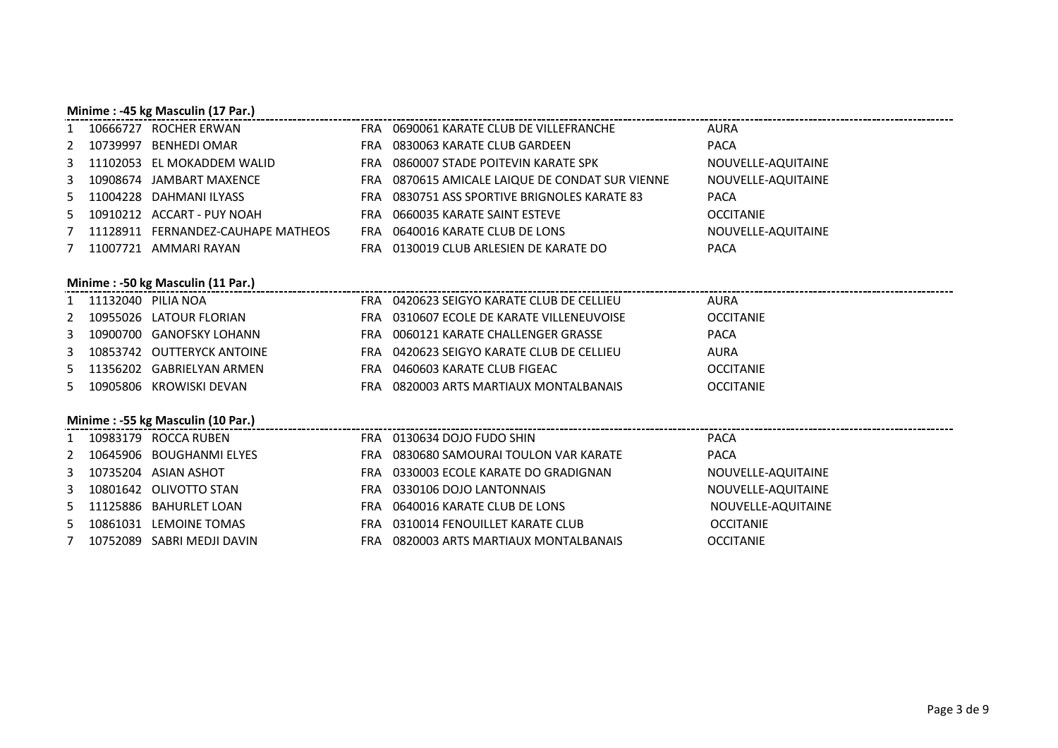**Minime : -45 kg Masculin (17 Par.)**

| | | | | | |
|---|---|---|---|---|---|
| 1 | 10666727 | ROCHER ERWAN | FRA | 0690061 KARATE CLUB DE VILLEFRANCHE | AURA |
| 2 | 10739997 | BENHEDI OMAR | FRA | 0830063 KARATE CLUB GARDEEN | PACA |
| 3 | 11102053 | EL MOKADDEM WALID | FRA | 0860007 STADE POITEVIN KARATE SPK | NOUVELLE-AQUITAINE |
| 3 | 10908674 | JAMBART MAXENCE | FRA | 0870615 AMICALE LAIQUE DE CONDAT SUR VIENNE | NOUVELLE-AQUITAINE |
| 5 | 11004228 | DAHMANI ILYASS | FRA | 0830751 ASS SPORTIVE BRIGNOLES KARATE 83 | PACA |
| 5 | 10910212 | ACCART - PUY NOAH | FRA | 0660035 KARATE SAINT ESTEVE | OCCITANIE |
| 7 | 11128911 | FERNANDEZ-CAUHAPE MATHEOS | FRA | 0640016 KARATE CLUB DE LONS | NOUVELLE-AQUITAINE |
| 7 | 11007721 | AMMARI RAYAN | FRA | 0130019 CLUB ARLESIEN DE KARATE DO | PACA |

**Minime : -50 kg Masculin (11 Par.)**

| | | | | | |
|---|---|---|---|---|---|
| 1 | 11132040 | PILIA NOA | FRA | 0420623 SEIGYO KARATE CLUB DE CELLIEU | AURA |
| 2 | 10955026 | LATOUR FLORIAN | FRA | 0310607 ECOLE DE KARATE VILLENEUVOISE | OCCITANIE |
| 3 | 10900700 | GANOFSKY LOHANN | FRA | 0060121 KARATE CHALLENGER GRASSE | PACA |
| 3 | 10853742 | OUTTERYCK ANTOINE | FRA | 0420623 SEIGYO KARATE CLUB DE CELLIEU | AURA |
| 5 | 11356202 | GABRIELYAN ARMEN | FRA | 0460603 KARATE CLUB FIGEAC | OCCITANIE |
| 5 | 10905806 | KROWISKI DEVAN | FRA | 0820003 ARTS MARTIAUX MONTALBANAIS | OCCITANIE |

**Minime : -55 kg Masculin (10 Par.)**

| | | | | | |
|---|---|---|---|---|---|
| 1 | 10983179 | ROCCA RUBEN | FRA | 0130634 DOJO FUDO SHIN | PACA |
| 2 | 10645906 | BOUGHANMI ELYES | FRA | 0830680 SAMOURAI TOULON VAR KARATE | PACA |
| 3 | 10735204 | ASIAN ASHOT | FRA | 0330003 ECOLE KARATE DO GRADIGNAN | NOUVELLE-AQUITAINE |
| 3 | 10801642 | OLIVOTTO STAN | FRA | 0330106 DOJO LANTONNAIS | NOUVELLE-AQUITAINE |
| 5 | 11125886 | BAHURLET LOAN | FRA | 0640016 KARATE CLUB DE LONS | NOUVELLE-AQUITAINE |
| 5 | 10861031 | LEMOINE TOMAS | FRA | 0310014 FENOUILLET KARATE CLUB | OCCITANIE |
| 7 | 10752089 | SABRI MEDJI DAVIN | FRA | 0820003 ARTS MARTIAUX MONTALBANAIS | OCCITANIE |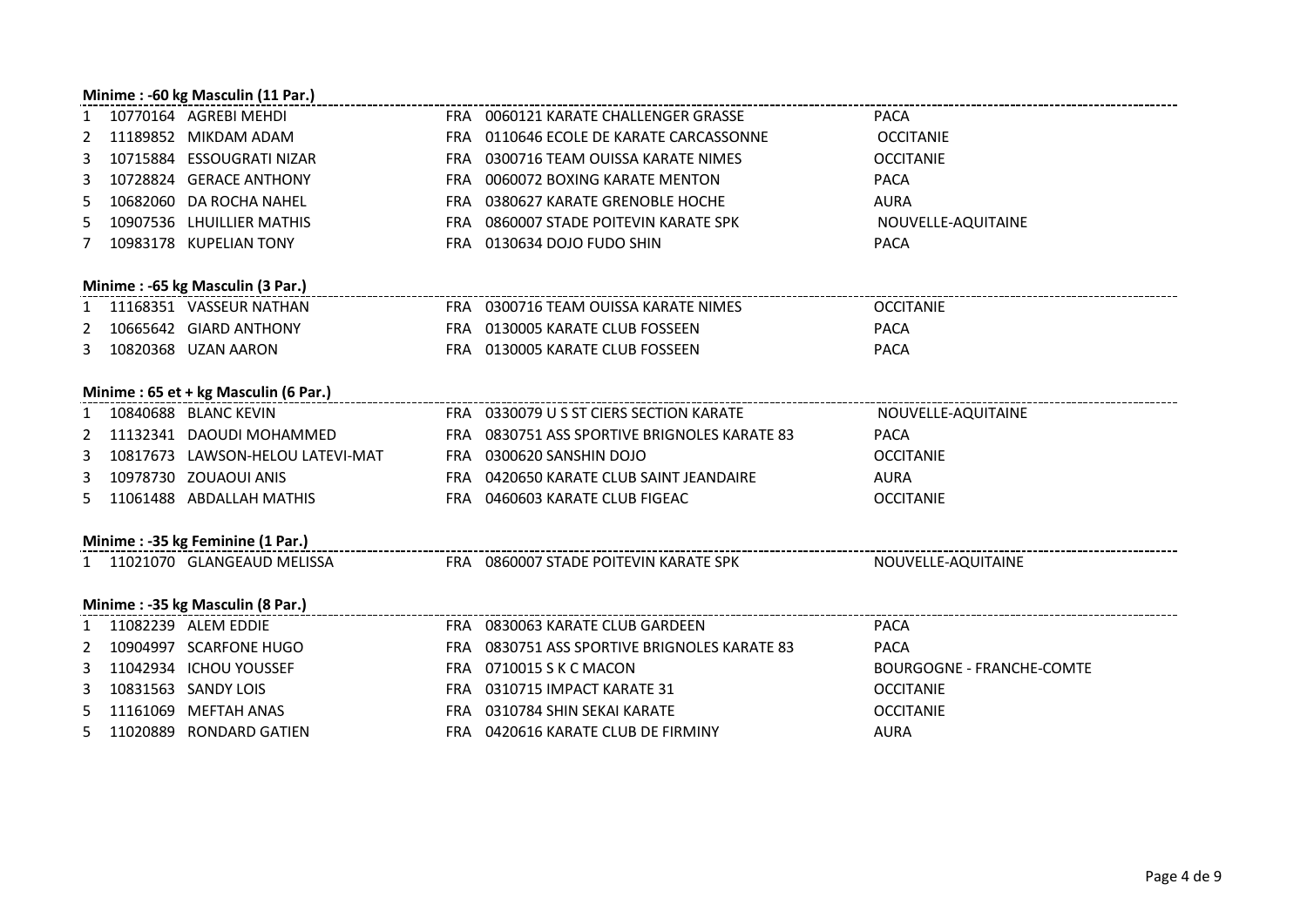**Minime : -60 kg Masculin (11 Par.)**

| | | | | | |
|---|---|---|---|---|---|
| 1 | 10770164 | AGREBI MEHDI | FRA | 0060121 KARATE CHALLENGER GRASSE | PACA |
| 2 | 11189852 | MIKDAM ADAM | FRA | 0110646 ECOLE DE KARATE CARCASSONNE | OCCITANIE |
| 3 | 10715884 | ESSOUGRATI NIZAR | FRA | 0300716 TEAM OUISSA KARATE NIMES | OCCITANIE |
| 3 | 10728824 | GERACE ANTHONY | FRA | 0060072 BOXING KARATE MENTON | PACA |
| 5 | 10682060 | DA ROCHA NAHEL | FRA | 0380627 KARATE GRENOBLE HOCHE | AURA |
| 5 | 10907536 | LHUILLIER MATHIS | FRA | 0860007 STADE POITEVIN KARATE SPK | NOUVELLE-AQUITAINE |
| 7 | 10983178 | KUPELIAN TONY | FRA | 0130634 DOJO FUDO SHIN | PACA |

**Minime : -65 kg Masculin (3 Par.)**

| | | | | | |
|---|---|---|---|---|---|
| 1 | 11168351 | VASSEUR NATHAN | FRA | 0300716 TEAM OUISSA KARATE NIMES | OCCITANIE |
| 2 | 10665642 | GIARD ANTHONY | FRA | 0130005 KARATE CLUB FOSSEEN | PACA |
| 3 | 10820368 | UZAN AARON | FRA | 0130005 KARATE CLUB FOSSEEN | PACA |

**Minime : 65 et + kg Masculin (6 Par.)**

| | | | | | |
|---|---|---|---|---|---|
| 1 | 10840688 | BLANC KEVIN | FRA | 0330079 U S ST CIERS SECTION KARATE | NOUVELLE-AQUITAINE |
| 2 | 11132341 | DAOUDI MOHAMMED | FRA | 0830751 ASS SPORTIVE BRIGNOLES KARATE 83 | PACA |
| 3 | 10817673 | LAWSON-HELOU LATEVI-MAT | FRA | 0300620 SANSHIN DOJO | OCCITANIE |
| 3 | 10978730 | ZOUAOUI ANIS | FRA | 0420650 KARATE CLUB SAINT JEANDAIRE | AURA |
| 5 | 11061488 | ABDALLAH MATHIS | FRA | 0460603 KARATE CLUB FIGEAC | OCCITANIE |

**Minime : -35 kg Feminine (1 Par.)**

| | | | | | |
|---|---|---|---|---|---|
| 1 | 11021070 | GLANGEAUD MELISSA | FRA | 0860007 STADE POITEVIN KARATE SPK | NOUVELLE-AQUITAINE |

**Minime : -35 kg Masculin (8 Par.)**

| | | | | | |
|---|---|---|---|---|---|
| 1 | 11082239 | ALEM EDDIE | FRA | 0830063 KARATE CLUB GARDEEN | PACA |
| 2 | 10904997 | SCARFONE HUGO | FRA | 0830751 ASS SPORTIVE BRIGNOLES KARATE 83 | PACA |
| 3 | 11042934 | ICHOU YOUSSEF | FRA | 0710015 S K C MACON | BOURGOGNE - FRANCHE-COMTE |
| 3 | 10831563 | SANDY LOIS | FRA | 0310715 IMPACT KARATE 31 | OCCITANIE |
| 5 | 11161069 | MEFTAH ANAS | FRA | 0310784 SHIN SEKAI KARATE | OCCITANIE |
| 5 | 11020889 | RONDARD GATIEN | FRA | 0420616 KARATE CLUB DE FIRMINY | AURA |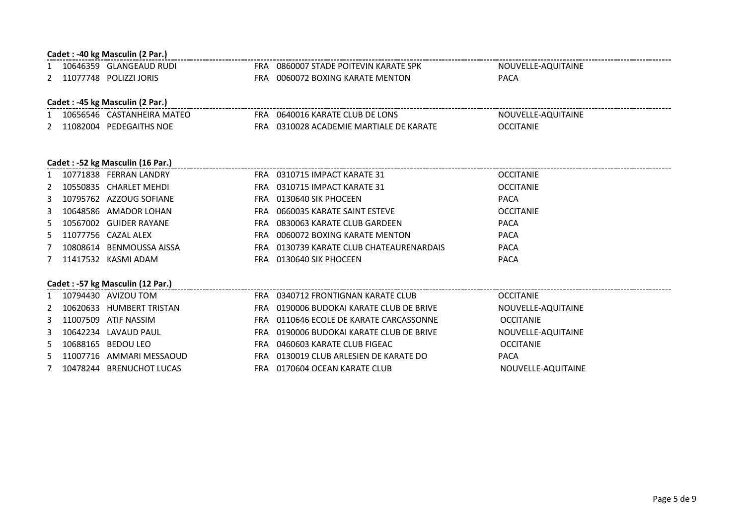**Cadet : -40 kg Masculin (2 Par.)**

| | | | | | |
|---|---|---|---|---|---|
| 1 | 10646359 | GLANGEAUD RUDI | FRA | 0860007 STADE POITEVIN KARATE SPK | NOUVELLE-AQUITAINE |
| 2 | 11077748 | POLIZZI JORIS | FRA | 0060072 BOXING KARATE MENTON | PACA |

**Cadet : -45 kg Masculin (2 Par.)**

| | | | | | |
|---|---|---|---|---|---|
| 1 | 10656546 | CASTANHEIRA MATEO | FRA | 0640016 KARATE CLUB DE LONS | NOUVELLE-AQUITAINE |
| 2 | 11082004 | PEDEGAITHS NOE | FRA | 0310028 ACADEMIE MARTIALE DE KARATE | OCCITANIE |

**Cadet : -52 kg Masculin (16 Par.)**

| | | | | | |
|---|---|---|---|---|---|
| 1 | 10771838 | FERRAN LANDRY | FRA | 0310715 IMPACT KARATE 31 | OCCITANIE |
| 2 | 10550835 | CHARLET MEHDI | FRA | 0310715 IMPACT KARATE 31 | OCCITANIE |
| 3 | 10795762 | AZZOUG SOFIANE | FRA | 0130640 SIK PHOCEEN | PACA |
| 3 | 10648586 | AMADOR LOHAN | FRA | 0660035 KARATE CLUB SAINT ESTEVE | OCCITANIE |
| 5 | 10567002 | GUIDER RAYANE | FRA | 0830063 KARATE CLUB GARDEEN | PACA |
| 5 | 11077756 | CAZAL ALEX | FRA | 0060072 BOXING KARATE MENTON | PACA |
| 7 | 10808614 | BENMOUSSA AISSA | FRA | 0130739 KARATE CLUB CHATEAURENARDAIS | PACA |
| 7 | 11417532 | KASMI ADAM | FRA | 0130640 SIK PHOCEEN | PACA |

**Cadet : -57 kg Masculin (12 Par.)**

| | | | | | |
|---|---|---|---|---|---|
| 1 | 10794430 | AVIZOU TOM | FRA | 0340712 FRONTIGNAN KARATE CLUB | OCCITANIE |
| 2 | 10620633 | HUMBERT TRISTAN | FRA | 0190006 BUDOKAI KARATE CLUB DE BRIVE | NOUVELLE-AQUITAINE |
| 3 | 11007509 | ATIF NASSIM | FRA | 0110646 ECOLE DE KARATE CARCASSONNE | OCCITANIE |
| 3 | 10642234 | LAVAUD PAUL | FRA | 0190006 BUDOKAI KARATE CLUB DE BRIVE | NOUVELLE-AQUITAINE |
| 5 | 10688165 | BEDOU LEO | FRA | 0460603 KARATE CLUB FIGEAC | OCCITANIE |
| 5 | 11007716 | AMMARI MESSAOUD | FRA | 0130019 CLUB ARLESIEN DE KARATE DO | PACA |
| 7 | 10478244 | BRENUCHOT LUCAS | FRA | 0170604 OCEAN KARATE CLUB | NOUVELLE-AQUITAINE |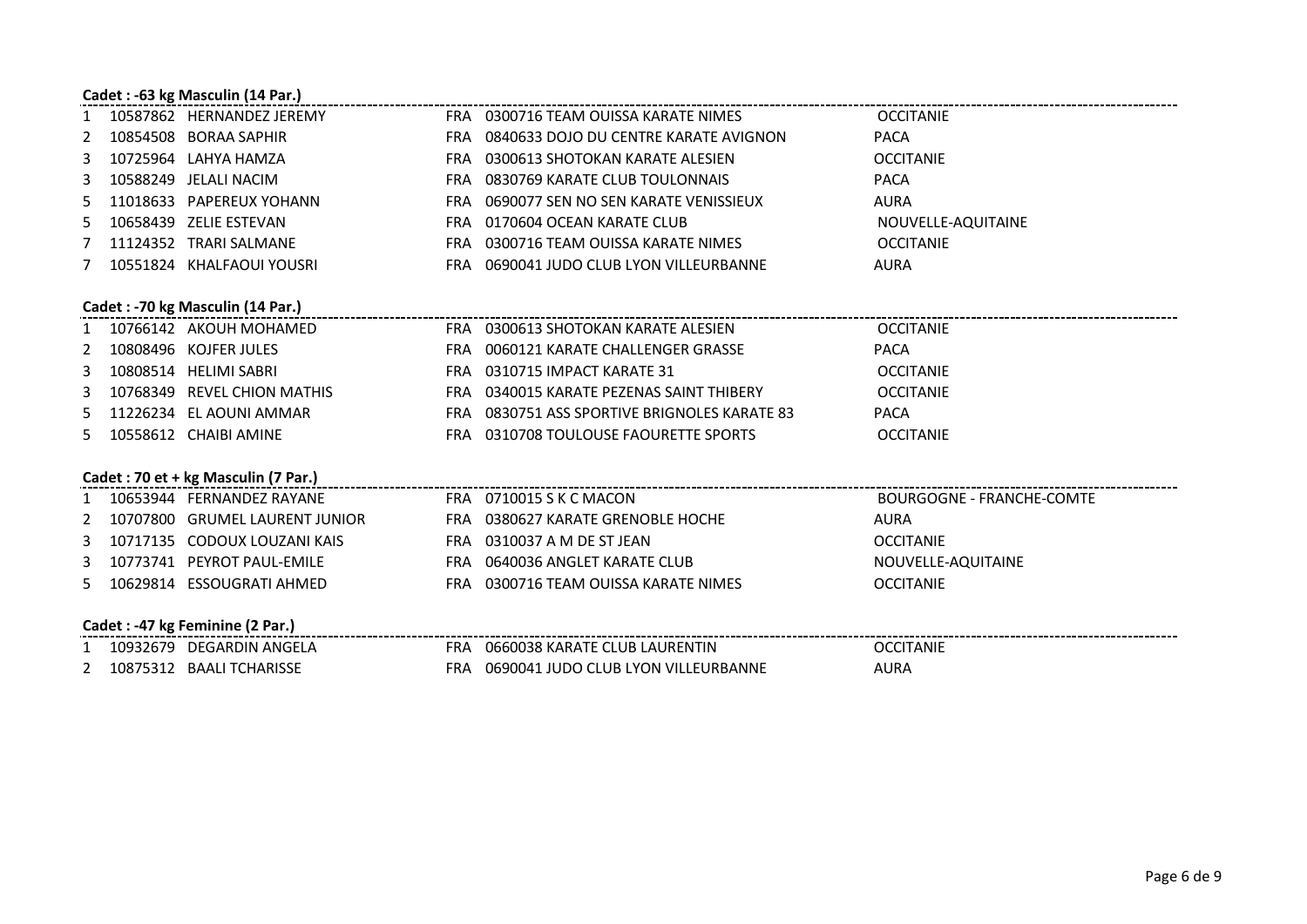**Cadet : -63 kg Masculin (14 Par.)**

| | | | | | |
|---|---|---|---|---|---|
| 1 | 10587862 | HERNANDEZ JEREMY | FRA | 0300716 TEAM OUISSA KARATE NIMES | OCCITANIE |
| 2 | 10854508 | BORAA SAPHIR | FRA | 0840633 DOJO DU CENTRE KARATE AVIGNON | PACA |
| 3 | 10725964 | LAHYA HAMZA | FRA | 0300613 SHOTOKAN KARATE ALESIEN | OCCITANIE |
| 3 | 10588249 | JELALI NACIM | FRA | 0830769 KARATE CLUB TOULONNAIS | PACA |
| 5 | 11018633 | PAPEREUX YOHANN | FRA | 0690077 SEN NO SEN KARATE VENISSIEUX | AURA |
| 5 | 10658439 | ZELIE ESTEVAN | FRA | 0170604 OCEAN KARATE CLUB | NOUVELLE-AQUITAINE |
| 7 | 11124352 | TRARI SALMANE | FRA | 0300716 TEAM OUISSA KARATE NIMES | OCCITANIE |
| 7 | 10551824 | KHALFAOUI YOUSRI | FRA | 0690041 JUDO CLUB LYON VILLEURBANNE | AURA |

**Cadet : -70 kg Masculin (14 Par.)**

| | | | | | |
|---|---|---|---|---|---|
| 1 | 10766142 | AKOUH MOHAMED | FRA | 0300613 SHOTOKAN KARATE ALESIEN | OCCITANIE |
| 2 | 10808496 | KOJFER JULES | FRA | 0060121 KARATE CHALLENGER GRASSE | PACA |
| 3 | 10808514 | HELIMI SABRI | FRA | 0310715 IMPACT KARATE 31 | OCCITANIE |
| 3 | 10768349 | REVEL CHION MATHIS | FRA | 0340015 KARATE PEZENAS SAINT THIBERY | OCCITANIE |
| 5 | 11226234 | EL AOUNI AMMAR | FRA | 0830751 ASS SPORTIVE BRIGNOLES KARATE 83 | PACA |
| 5 | 10558612 | CHAIBI AMINE | FRA | 0310708 TOULOUSE FAOURETTE SPORTS | OCCITANIE |

**Cadet : 70 et + kg Masculin (7 Par.)**

| | | | | | |
|---|---|---|---|---|---|
| 1 | 10653944 | FERNANDEZ RAYANE | FRA | 0710015 S K C MACON | BOURGOGNE - FRANCHE-COMTE |
| 2 | 10707800 | GRUMEL LAURENT JUNIOR | FRA | 0380627 KARATE GRENOBLE HOCHE | AURA |
| 3 | 10717135 | CODOUX LOUZANI KAIS | FRA | 0310037 A M DE ST JEAN | OCCITANIE |
| 3 | 10773741 | PEYROT PAUL-EMILE | FRA | 0640036 ANGLET KARATE CLUB | NOUVELLE-AQUITAINE |
| 5 | 10629814 | ESSOUGRATI AHMED | FRA | 0300716 TEAM OUISSA KARATE NIMES | OCCITANIE |

**Cadet : -47 kg Feminine (2 Par.)**

| | | | | | |
|---|---|---|---|---|---|
| 1 | 10932679 | DEGARDIN ANGELA | FRA | 0660038 KARATE CLUB LAURENTIN | OCCITANIE |
| 2 | 10875312 | BAALI TCHARISSE | FRA | 0690041 JUDO CLUB LYON VILLEURBANNE | AURA |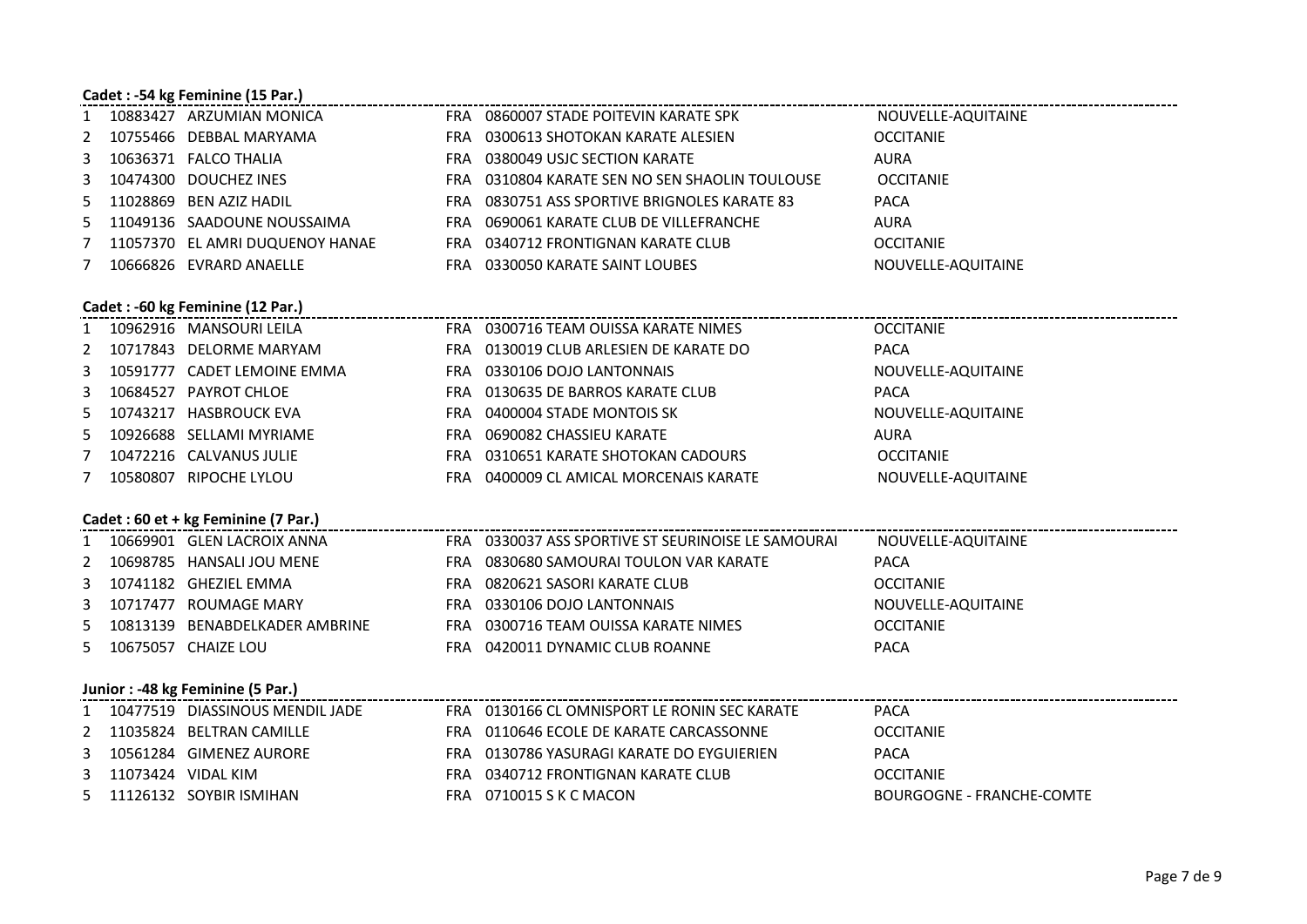**Cadet : -54 kg Feminine (15 Par.)**

| | | | | | |
|---|---|---|---|---|---|
| 1 | 10883427 | ARZUMIAN MONICA | FRA | 0860007 STADE POITEVIN KARATE SPK | NOUVELLE-AQUITAINE |
| 2 | 10755466 | DEBBAL MARYAMA | FRA | 0300613 SHOTOKAN KARATE ALESIEN | OCCITANIE |
| 3 | 10636371 | FALCO THALIA | FRA | 0380049 USJC SECTION KARATE | AURA |
| 3 | 10474300 | DOUCHEZ INES | FRA | 0310804 KARATE SEN NO SEN SHAOLIN TOULOUSE | OCCITANIE |
| 5 | 11028869 | BEN AZIZ HADIL | FRA | 0830751 ASS SPORTIVE BRIGNOLES KARATE 83 | PACA |
| 5 | 11049136 | SAADOUNE NOUSSAIMA | FRA | 0690061 KARATE CLUB DE VILLEFRANCHE | AURA |
| 7 | 11057370 | EL AMRI DUQUENOY HANAE | FRA | 0340712 FRONTIGNAN KARATE CLUB | OCCITANIE |
| 7 | 10666826 | EVRARD ANAELLE | FRA | 0330050 KARATE SAINT LOUBES | NOUVELLE-AQUITAINE |

**Cadet : -60 kg Feminine (12 Par.)**

| | | | | | |
|---|---|---|---|---|---|
| 1 | 10962916 | MANSOURI LEILA | FRA | 0300716 TEAM OUISSA KARATE NIMES | OCCITANIE |
| 2 | 10717843 | DELORME MARYAM | FRA | 0130019 CLUB ARLESIEN DE KARATE DO | PACA |
| 3 | 10591777 | CADET LEMOINE EMMA | FRA | 0330106 DOJO LANTONNAIS | NOUVELLE-AQUITAINE |
| 3 | 10684527 | PAYROT CHLOE | FRA | 0130635 DE BARROS KARATE CLUB | PACA |
| 5 | 10743217 | HASBROUCK EVA | FRA | 0400004 STADE MONTOIS SK | NOUVELLE-AQUITAINE |
| 5 | 10926688 | SELLAMI MYRIAME | FRA | 0690082 CHASSIEU KARATE | AURA |
| 7 | 10472216 | CALVANUS JULIE | FRA | 0310651 KARATE SHOTOKAN CADOURS | OCCITANIE |
| 7 | 10580807 | RIPOCHE LYLOU | FRA | 0400009 CL AMICAL MORCENAIS KARATE | NOUVELLE-AQUITAINE |

**Cadet : 60 et + kg Feminine (7 Par.)**

| | | | | | |
|---|---|---|---|---|---|
| 1 | 10669901 | GLEN LACROIX ANNA | FRA | 0330037 ASS SPORTIVE ST SEURINOISE LE SAMOURAI | NOUVELLE-AQUITAINE |
| 2 | 10698785 | HANSALI JOU MENE | FRA | 0830680 SAMOURAI TOULON VAR KARATE | PACA |
| 3 | 10741182 | GHEZIEL EMMA | FRA | 0820621 SASORI KARATE CLUB | OCCITANIE |
| 3 | 10717477 | ROUMAGE MARY | FRA | 0330106 DOJO LANTONNAIS | NOUVELLE-AQUITAINE |
| 5 | 10813139 | BENABDELKADER AMBRINE | FRA | 0300716 TEAM OUISSA KARATE NIMES | OCCITANIE |
| 5 | 10675057 | CHAIZE LOU | FRA | 0420011 DYNAMIC CLUB ROANNE | PACA |

**Junior : -48 kg Feminine (5 Par.)**

| | | | | | |
|---|---|---|---|---|---|
| 1 | 10477519 | DIASSINOUS MENDIL JADE | FRA | 0130166 CL OMNISPORT LE RONIN SEC KARATE | PACA |
| 2 | 11035824 | BELTRAN CAMILLE | FRA | 0110646 ECOLE DE KARATE CARCASSONNE | OCCITANIE |
| 3 | 10561284 | GIMENEZ AURORE | FRA | 0130786 YASURAGI KARATE DO EYGUIERIEN | PACA |
| 3 | 11073424 | VIDAL KIM | FRA | 0340712 FRONTIGNAN KARATE CLUB | OCCITANIE |
| 5 | 11126132 | SOYBIR ISMIHAN | FRA | 0710015 S K C MACON | BOURGOGNE - FRANCHE-COMTE |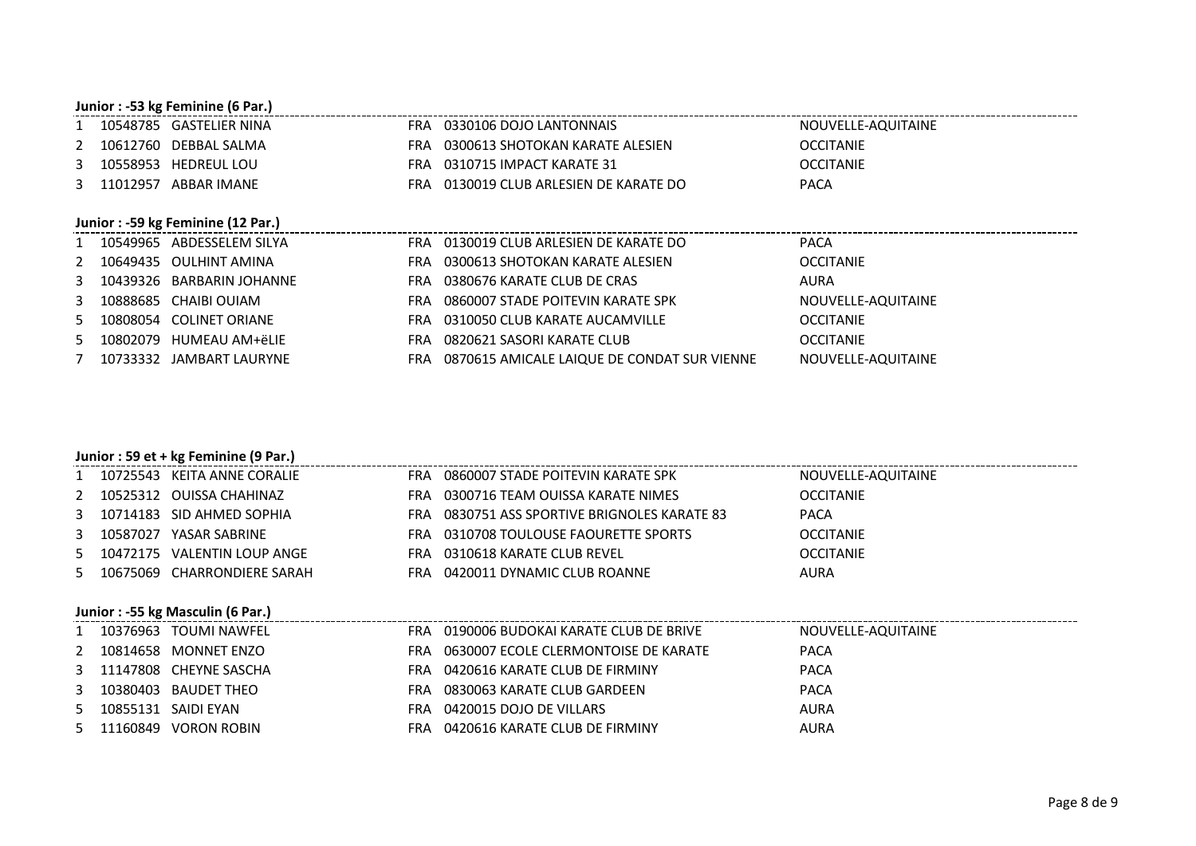**Junior : -53 kg Feminine (6 Par.)**

| | | | | | |
|---|---|---|---|---|---|
| 1 | 10548785 | GASTELIER NINA | FRA | 0330106 DOJO LANTONNAIS | NOUVELLE-AQUITAINE |
| 2 | 10612760 | DEBBAL SALMA | FRA | 0300613 SHOTOKAN KARATE ALESIEN | OCCITANIE |
| 3 | 10558953 | HEDREUL LOU | FRA | 0310715 IMPACT KARATE 31 | OCCITANIE |
| 3 | 11012957 | ABBAR IMANE | FRA | 0130019 CLUB ARLESIEN DE KARATE DO | PACA |

**Junior : -59 kg Feminine (12 Par.)**

| | | | | | |
|---|---|---|---|---|---|
| 1 | 10549965 | ABDESSELEM SILYA | FRA | 0130019 CLUB ARLESIEN DE KARATE DO | PACA |
| 2 | 10649435 | OULHINT AMINA | FRA | 0300613 SHOTOKAN KARATE ALESIEN | OCCITANIE |
| 3 | 10439326 | BARBARIN JOHANNE | FRA | 0380676 KARATE CLUB DE CRAS | AURA |
| 3 | 10888685 | CHAIBI OUIAM | FRA | 0860007 STADE POITEVIN KARATE SPK | NOUVELLE-AQUITAINE |
| 5 | 10808054 | COLINET ORIANE | FRA | 0310050 CLUB KARATE AUCAMVILLE | OCCITANIE |
| 5 | 10802079 | HUMEAU AM+ëLIE | FRA | 0820621 SASORI KARATE CLUB | OCCITANIE |
| 7 | 10733332 | JAMBART LAURYNE | FRA | 0870615 AMICALE LAIQUE DE CONDAT SUR VIENNE | NOUVELLE-AQUITAINE |

**Junior : 59 et + kg Feminine (9 Par.)**

| | | | | | |
|---|---|---|---|---|---|
| 1 | 10725543 | KEITA ANNE CORALIE | FRA | 0860007 STADE POITEVIN KARATE SPK | NOUVELLE-AQUITAINE |
| 2 | 10525312 | OUISSA CHAHINAZ | FRA | 0300716 TEAM OUISSA KARATE NIMES | OCCITANIE |
| 3 | 10714183 | SID AHMED SOPHIA | FRA | 0830751 ASS SPORTIVE BRIGNOLES KARATE 83 | PACA |
| 3 | 10587027 | YASAR SABRINE | FRA | 0310708 TOULOUSE FAOURETTE SPORTS | OCCITANIE |
| 5 | 10472175 | VALENTIN LOUP ANGE | FRA | 0310618 KARATE CLUB REVEL | OCCITANIE |
| 5 | 10675069 | CHARRONDIERE SARAH | FRA | 0420011 DYNAMIC CLUB ROANNE | AURA |

**Junior : -55 kg Masculin (6 Par.)**

| | | | | | |
|---|---|---|---|---|---|
| 1 | 10376963 | TOUMI NAWFEL | FRA | 0190006 BUDOKAI KARATE CLUB DE BRIVE | NOUVELLE-AQUITAINE |
| 2 | 10814658 | MONNET ENZO | FRA | 0630007 ECOLE CLERMONTOISE DE KARATE | PACA |
| 3 | 11147808 | CHEYNE SASCHA | FRA | 0420616 KARATE CLUB DE FIRMINY | PACA |
| 3 | 10380403 | BAUDET THEO | FRA | 0830063 KARATE CLUB GARDEEN | PACA |
| 5 | 10855131 | SAIDI EYAN | FRA | 0420015 DOJO DE VILLARS | AURA |
| 5 | 11160849 | VORON ROBIN | FRA | 0420616 KARATE CLUB DE FIRMINY | AURA |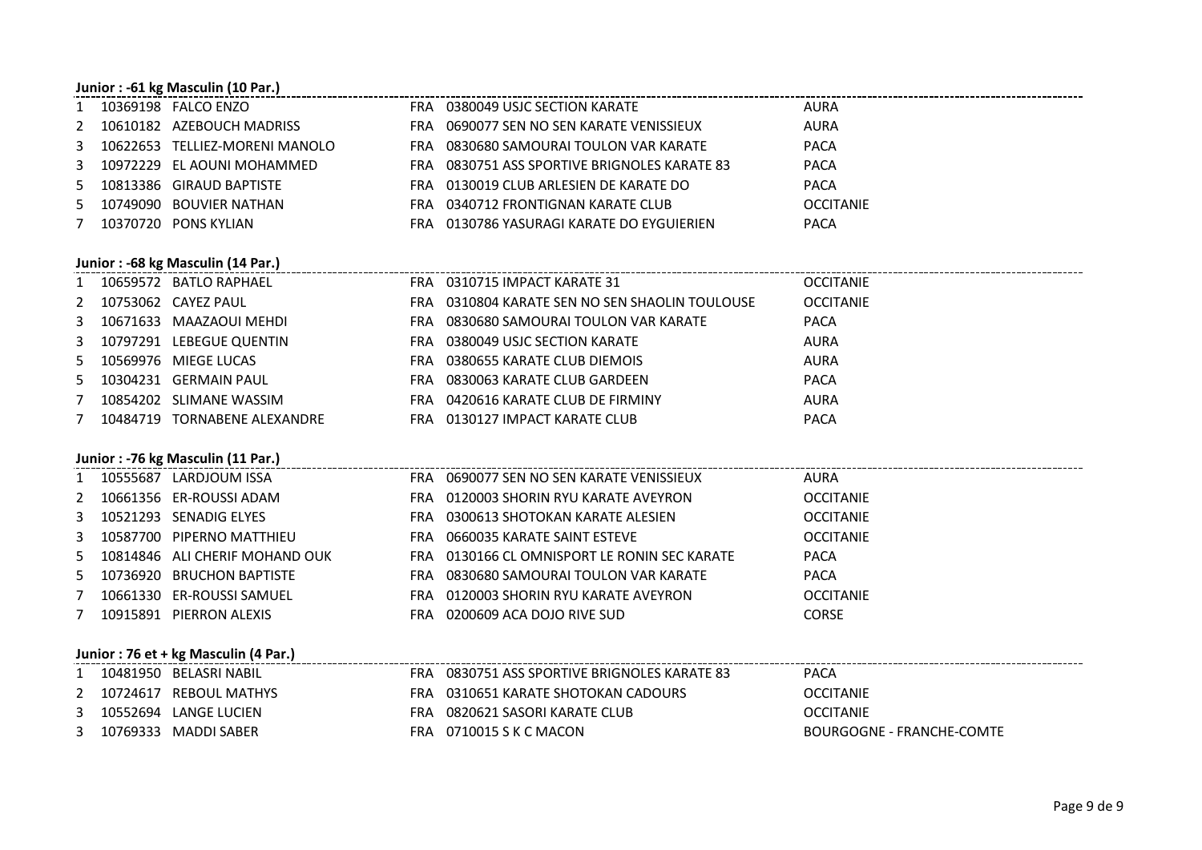**Junior : -61 kg Masculin (10 Par.)**

| | | | | | |
|---|---|---|---|---|---|
| 1 | 10369198 | FALCO ENZO | FRA | 0380049 USJC SECTION KARATE | AURA |
| 2 | 10610182 | AZEBOUCH MADRISS | FRA | 0690077 SEN NO SEN KARATE VENISSIEUX | AURA |
| 3 | 10622653 | TELLIEZ-MORENI MANOLO | FRA | 0830680 SAMOURAI TOULON VAR KARATE | PACA |
| 3 | 10972229 | EL AOUNI MOHAMMED | FRA | 0830751 ASS SPORTIVE BRIGNOLES KARATE 83 | PACA |
| 5 | 10813386 | GIRAUD BAPTISTE | FRA | 0130019 CLUB ARLESIEN DE KARATE DO | PACA |
| 5 | 10749090 | BOUVIER NATHAN | FRA | 0340712 FRONTIGNAN KARATE CLUB | OCCITANIE |
| 7 | 10370720 | PONS KYLIAN | FRA | 0130786 YASURAGI KARATE DO EYGUIERIEN | PACA |

**Junior : -68 kg Masculin (14 Par.)**

| | | | | | |
|---|---|---|---|---|---|
| 1 | 10659572 | BATLO RAPHAEL | FRA | 0310715 IMPACT KARATE 31 | OCCITANIE |
| 2 | 10753062 | CAYEZ PAUL | FRA | 0310804 KARATE SEN NO SEN SHAOLIN TOULOUSE | OCCITANIE |
| 3 | 10671633 | MAAZAOUI MEHDI | FRA | 0830680 SAMOURAI TOULON VAR KARATE | PACA |
| 3 | 10797291 | LEBEGUE QUENTIN | FRA | 0380049 USJC SECTION KARATE | AURA |
| 5 | 10569976 | MIEGE LUCAS | FRA | 0380655 KARATE CLUB DIEMOIS | AURA |
| 5 | 10304231 | GERMAIN PAUL | FRA | 0830063 KARATE CLUB GARDEEN | PACA |
| 7 | 10854202 | SLIMANE WASSIM | FRA | 0420616 KARATE CLUB DE FIRMINY | AURA |
| 7 | 10484719 | TORNABENE ALEXANDRE | FRA | 0130127 IMPACT KARATE CLUB | PACA |

**Junior : -76 kg Masculin (11 Par.)**

| | | | | | |
|---|---|---|---|---|---|
| 1 | 10555687 | LARDJOUM ISSA | FRA | 0690077 SEN NO SEN KARATE VENISSIEUX | AURA |
| 2 | 10661356 | ER-ROUSSI ADAM | FRA | 0120003 SHORIN RYU KARATE AVEYRON | OCCITANIE |
| 3 | 10521293 | SENADIG ELYES | FRA | 0300613 SHOTOKAN KARATE ALESIEN | OCCITANIE |
| 3 | 10587700 | PIPERNO MATTHIEU | FRA | 0660035 KARATE SAINT ESTEVE | OCCITANIE |
| 5 | 10814846 | ALI CHERIF MOHAND OUK | FRA | 0130166 CL OMNISPORT LE RONIN SEC KARATE | PACA |
| 5 | 10736920 | BRUCHON BAPTISTE | FRA | 0830680 SAMOURAI TOULON VAR KARATE | PACA |
| 7 | 10661330 | ER-ROUSSI SAMUEL | FRA | 0120003 SHORIN RYU KARATE AVEYRON | OCCITANIE |
| 7 | 10915891 | PIERRON ALEXIS | FRA | 0200609 ACA DOJO RIVE SUD | CORSE |

**Junior : 76 et + kg Masculin (4 Par.)**

| | | | | | |
|---|---|---|---|---|---|
| 1 | 10481950 | BELASRI NABIL | FRA | 0830751 ASS SPORTIVE BRIGNOLES KARATE 83 | PACA |
| 2 | 10724617 | REBOUL MATHYS | FRA | 0310651 KARATE SHOTOKAN CADOURS | OCCITANIE |
| 3 | 10552694 | LANGE LUCIEN | FRA | 0820621 SASORI KARATE CLUB | OCCITANIE |
| 3 | 10769333 | MADDI SABER | FRA | 0710015 S K C MACON | BOURGOGNE - FRANCHE-COMTE |